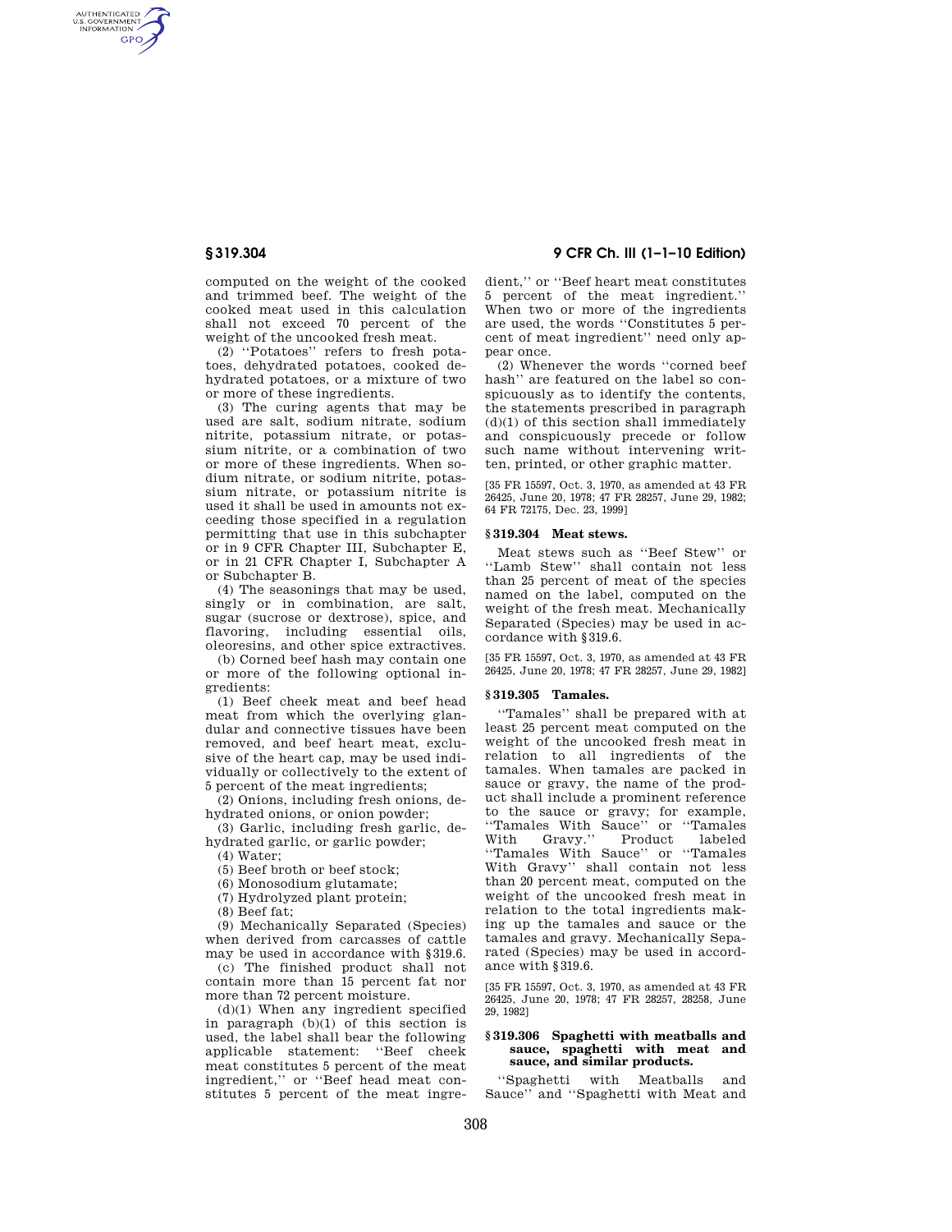computed on the weight of the cooked and trimmed beef. The weight of the cooked meat used in this calculation shall not exceed 70 percent of the weight of the uncooked fresh meat.

(2) "Potatoes" refers to fresh potatoes, dehydrated potatoes, cooked dehydrated potatoes, or a mixture of two or more of these ingredients.

(3) The curing agents that may be used are salt, sodium nitrate, sodium nitrite, potassium nitrate, or potassium nitrite, or a combination of two or more of these ingredients. When sodium nitrate, or sodium nitrite, potassium nitrate, or potassium nitrite is used it shall be used in amounts not exceeding those specified in a regulation permitting that use in this subchapter or in 9 CFR Chapter III, Subchapter E, or in 21 CFR Chapter I, Subchapter A or Subchapter B.

(4) The seasonings that may be used, singly or in combination, are salt, sugar (sucrose or dextrose), spice, and flavoring, including essential oils, oleoresins, and other spice extractives.

(b) Corned beef hash may contain one or more of the following optional ingredients:

(1) Beef cheek meat and beef head meat from which the overlying glandular and connective tissues have been removed, and beef heart meat, exclusive of the heart cap, may be used individually or collectively to the extent of 5 percent of the meat ingredients;

(2) Onions, including fresh onions, dehydrated onions, or onion powder;

(3) Garlic, including fresh garlic, dehydrated garlic, or garlic powder;

(4) Water;

(5) Beef broth or beef stock;

(6) Monosodium glutamate;

(7) Hydrolyzed plant protein;

(8) Beef fat;

(9) Mechanically Separated (Species) when derived from carcasses of cattle may be used in accordance with §319.6.

(c) The finished product shall not contain more than 15 percent fat nor more than 72 percent moisture.

(d)(1) When any ingredient specified in paragraph (b)(1) of this section is used, the label shall bear the following applicable statement: "Beef cheek meat constitutes 5 percent of the meat ingredient," or "Beef head meat constitutes 5 percent of the meat ingredient," or "Beef heart meat constitutes 5 percent of the meat ingredient." When two or more of the ingredients are used, the words "Constitutes 5 percent of meat ingredient" need only appear once.

(2) Whenever the words "corned beef hash" are featured on the label so conspicuously as to identify the contents, the statements prescribed in paragraph (d)(1) of this section shall immediately and conspicuously precede or follow such name without intervening written, printed, or other graphic matter.

[35 FR 15597, Oct. 3, 1970, as amended at 43 FR 26425, June 20, 1978; 47 FR 28257, June 29, 1982; 64 FR 72175, Dec. 23, 1999]

### § 319.304 Meat stews.

Meat stews such as "Beef Stew" or "Lamb Stew" shall contain not less than 25 percent of meat of the species named on the label, computed on the weight of the fresh meat. Mechanically Separated (Species) may be used in accordance with §319.6.

[35 FR 15597, Oct. 3, 1970, as amended at 43 FR 26425, June 20, 1978; 47 FR 28257, June 29, 1982]

### § 319.305 Tamales.

"Tamales" shall be prepared with at least 25 percent meat computed on the weight of the uncooked fresh meat in relation to all ingredients of the tamales. When tamales are packed in sauce or gravy, the name of the product shall include a prominent reference to the sauce or gravy; for example, "Tamales With Sauce" or "Tamales With Gravy." Product labeled "Tamales With Sauce" or "Tamales With Gravy" shall contain not less than 20 percent meat, computed on the weight of the uncooked fresh meat in relation to the total ingredients making up the tamales and sauce or the tamales and gravy. Mechanically Separated (Species) may be used in accordance with §319.6.

[35 FR 15597, Oct. 3, 1970, as amended at 43 FR 26425, June 20, 1978; 47 FR 28257, 28258, June 29, 1982]

### § 319.306 Spaghetti with meatballs and sauce, spaghetti with meat and sauce, and similar products.

"Spaghetti with Meatballs and Sauce" and "Spaghetti with Meat and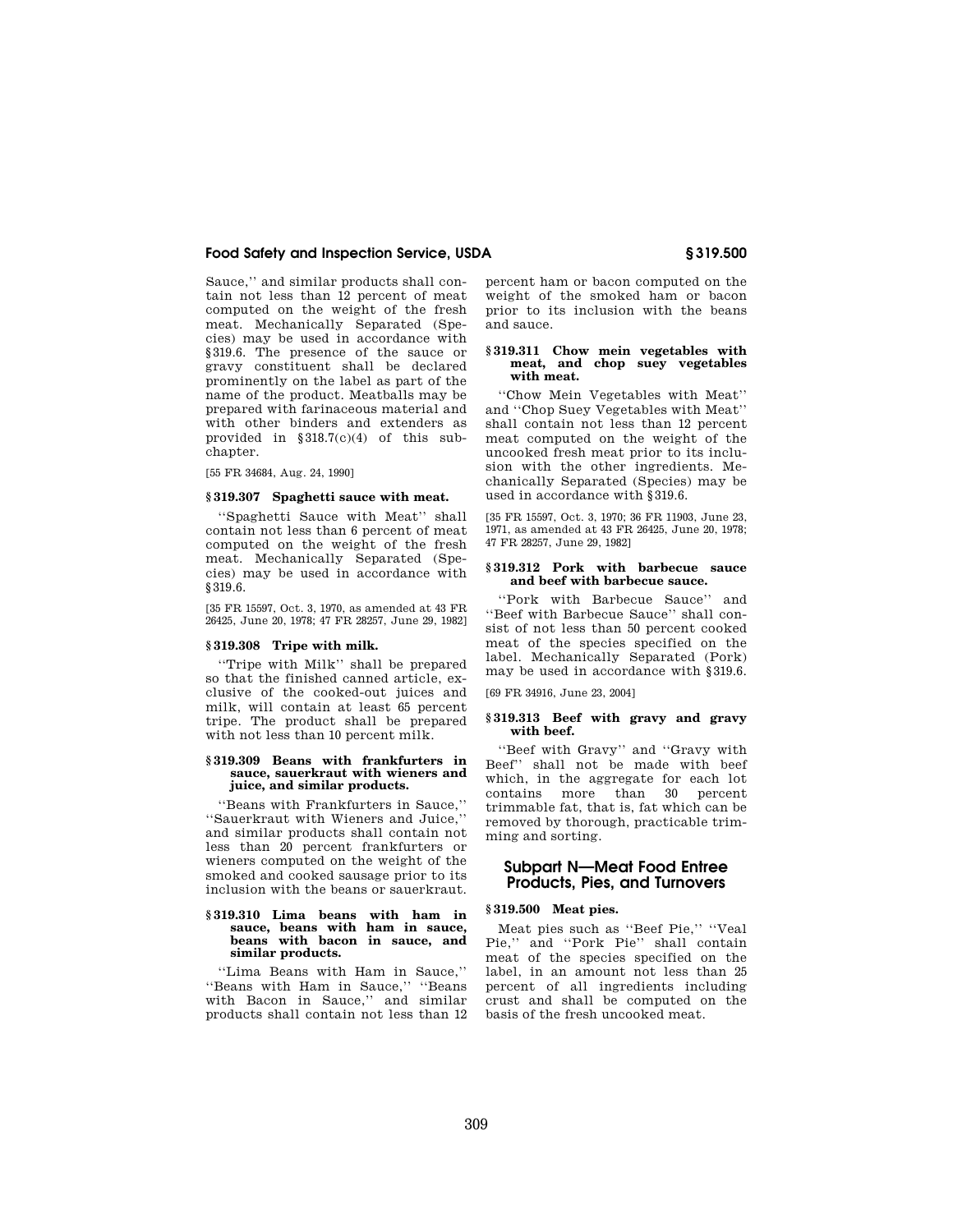Sauce,'' and similar products shall contain not less than 12 percent of meat computed on the weight of the fresh meat. Mechanically Separated (Species) may be used in accordance with §319.6. The presence of the sauce or gravy constituent shall be declared prominently on the label as part of the name of the product. Meatballs may be prepared with farinaceous material and with other binders and extenders as provided in §318.7(c)(4) of this subchapter.

[55 FR 34684, Aug. 24, 1990]

### §319.307 Spaghetti sauce with meat.

''Spaghetti Sauce with Meat'' shall contain not less than 6 percent of meat computed on the weight of the fresh meat. Mechanically Separated (Species) may be used in accordance with §319.6.

[35 FR 15597, Oct. 3, 1970, as amended at 43 FR 26425, June 20, 1978; 47 FR 28257, June 29, 1982]

### §319.308 Tripe with milk.

''Tripe with Milk'' shall be prepared so that the finished canned article, exclusive of the cooked-out juices and milk, will contain at least 65 percent tripe. The product shall be prepared with not less than 10 percent milk.

### §319.309 Beans with frankfurters in sauce, sauerkraut with wieners and juice, and similar products.

''Beans with Frankfurters in Sauce,'' ''Sauerkraut with Wieners and Juice,'' and similar products shall contain not less than 20 percent frankfurters or wieners computed on the weight of the smoked and cooked sausage prior to its inclusion with the beans or sauerkraut.

### §319.310 Lima beans with ham in sauce, beans with ham in sauce, beans with bacon in sauce, and similar products.

''Lima Beans with Ham in Sauce,'' ''Beans with Ham in Sauce,'' ''Beans with Bacon in Sauce,'' and similar products shall contain not less than 12 percent ham or bacon computed on the weight of the smoked ham or bacon prior to its inclusion with the beans and sauce.

### §319.311 Chow mein vegetables with meat, and chop suey vegetables with meat.

''Chow Mein Vegetables with Meat'' and ''Chop Suey Vegetables with Meat'' shall contain not less than 12 percent meat computed on the weight of the uncooked fresh meat prior to its inclusion with the other ingredients. Mechanically Separated (Species) may be used in accordance with §319.6.

[35 FR 15597, Oct. 3, 1970; 36 FR 11903, June 23, 1971, as amended at 43 FR 26425, June 20, 1978; 47 FR 28257, June 29, 1982]

### §319.312 Pork with barbecue sauce and beef with barbecue sauce.

''Pork with Barbecue Sauce'' and ''Beef with Barbecue Sauce'' shall consist of not less than 50 percent cooked meat of the species specified on the label. Mechanically Separated (Pork) may be used in accordance with §319.6.

[69 FR 34916, June 23, 2004]

### §319.313 Beef with gravy and gravy with beef.

''Beef with Gravy'' and ''Gravy with Beef'' shall not be made with beef which, in the aggregate for each lot contains more than 30 percent trimmable fat, that is, fat which can be removed by thorough, practicable trimming and sorting.

## Subpart N—Meat Food Entree Products, Pies, and Turnovers

### §319.500 Meat pies.

Meat pies such as ''Beef Pie,'' ''Veal Pie,'' and ''Pork Pie'' shall contain meat of the species specified on the label, in an amount not less than 25 percent of all ingredients including crust and shall be computed on the basis of the fresh uncooked meat.